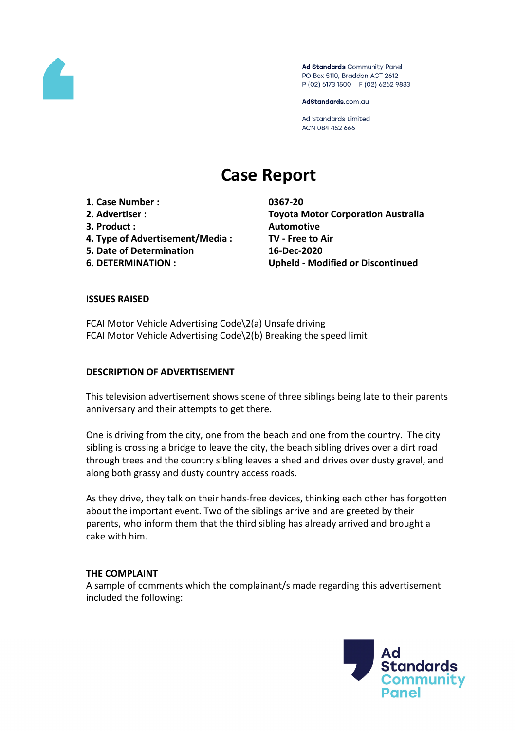Ad Standards Community Panel
PO Box 5110, Braddon ACT 2612
P (02) 6173 1500 | F (02) 6262 9833

AdStandards.com.au

Ad Standards Limited
ACN 084 452 666

# Case Report

| | |
|---|---|
| **1. Case Number :** | **0367-20** |
| **2. Advertiser :** | **Toyota Motor Corporation Australia** |
| **3. Product :** | **Automotive** |
| **4. Type of Advertisement/Media :** | **TV - Free to Air** |
| **5. Date of Determination** | **16-Dec-2020** |
| **6. DETERMINATION :** | **Upheld - Modified or Discontinued** |

**ISSUES RAISED**

FCAI Motor Vehicle Advertising Code\2(a) Unsafe driving
FCAI Motor Vehicle Advertising Code\2(b) Breaking the speed limit

**DESCRIPTION OF ADVERTISEMENT**

This television advertisement shows scene of three siblings being late to their parents anniversary and their attempts to get there.

One is driving from the city, one from the beach and one from the country. The city sibling is crossing a bridge to leave the city, the beach sibling drives over a dirt road through trees and the country sibling leaves a shed and drives over dusty gravel, and along both grassy and dusty country access roads.

As they drive, they talk on their hands-free devices, thinking each other has forgotten about the important event. Two of the siblings arrive and are greeted by their parents, who inform them that the third sibling has already arrived and brought a cake with him.

**THE COMPLAINT**
A sample of comments which the complainant/s made regarding this advertisement included the following: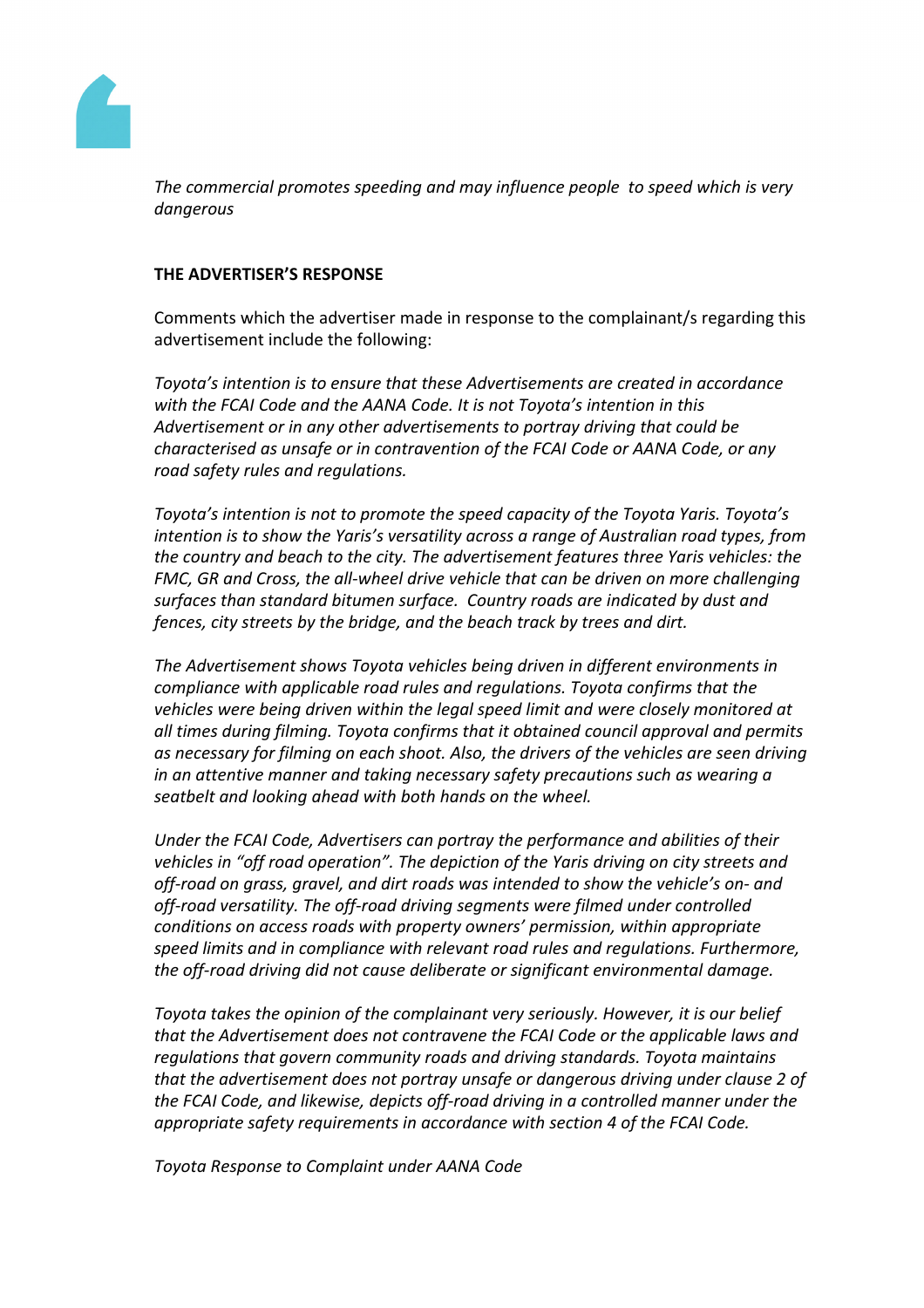*The commercial promotes speeding and may influence people  to speed which is very dangerous*

**THE ADVERTISER'S RESPONSE**

Comments which the advertiser made in response to the complainant/s regarding this advertisement include the following:

*Toyota's intention is to ensure that these Advertisements are created in accordance with the FCAI Code and the AANA Code. It is not Toyota's intention in this Advertisement or in any other advertisements to portray driving that could be characterised as unsafe or in contravention of the FCAI Code or AANA Code, or any road safety rules and regulations.*

*Toyota's intention is not to promote the speed capacity of the Toyota Yaris. Toyota's intention is to show the Yaris's versatility across a range of Australian road types, from the country and beach to the city. The advertisement features three Yaris vehicles: the FMC, GR and Cross, the all-wheel drive vehicle that can be driven on more challenging surfaces than standard bitumen surface.  Country roads are indicated by dust and fences, city streets by the bridge, and the beach track by trees and dirt.*

*The Advertisement shows Toyota vehicles being driven in different environments in compliance with applicable road rules and regulations. Toyota confirms that the vehicles were being driven within the legal speed limit and were closely monitored at all times during filming. Toyota confirms that it obtained council approval and permits as necessary for filming on each shoot. Also, the drivers of the vehicles are seen driving in an attentive manner and taking necessary safety precautions such as wearing a seatbelt and looking ahead with both hands on the wheel.*

*Under the FCAI Code, Advertisers can portray the performance and abilities of their vehicles in "off road operation". The depiction of the Yaris driving on city streets and off-road on grass, gravel, and dirt roads was intended to show the vehicle's on- and off-road versatility. The off-road driving segments were filmed under controlled conditions on access roads with property owners' permission, within appropriate speed limits and in compliance with relevant road rules and regulations. Furthermore, the off-road driving did not cause deliberate or significant environmental damage.*

*Toyota takes the opinion of the complainant very seriously. However, it is our belief that the Advertisement does not contravene the FCAI Code or the applicable laws and regulations that govern community roads and driving standards. Toyota maintains that the advertisement does not portray unsafe or dangerous driving under clause 2 of the FCAI Code, and likewise, depicts off-road driving in a controlled manner under the appropriate safety requirements in accordance with section 4 of the FCAI Code.*

*Toyota Response to Complaint under AANA Code*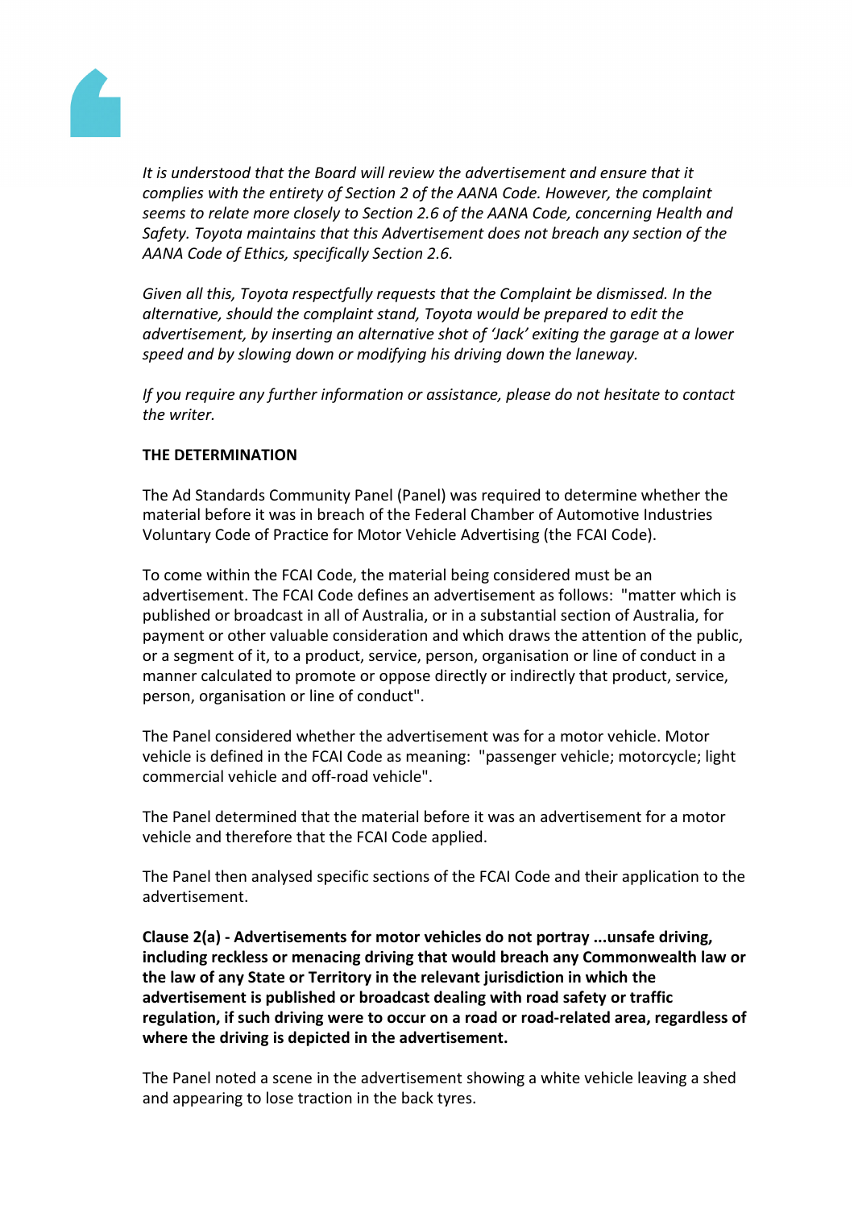*It is understood that the Board will review the advertisement and ensure that it complies with the entirety of Section 2 of the AANA Code. However, the complaint seems to relate more closely to Section 2.6 of the AANA Code, concerning Health and Safety. Toyota maintains that this Advertisement does not breach any section of the AANA Code of Ethics, specifically Section 2.6.*

*Given all this, Toyota respectfully requests that the Complaint be dismissed. In the alternative, should the complaint stand, Toyota would be prepared to edit the advertisement, by inserting an alternative shot of 'Jack' exiting the garage at a lower speed and by slowing down or modifying his driving down the laneway.*

*If you require any further information or assistance, please do not hesitate to contact the writer.*

**THE DETERMINATION**

The Ad Standards Community Panel (Panel) was required to determine whether the material before it was in breach of the Federal Chamber of Automotive Industries Voluntary Code of Practice for Motor Vehicle Advertising (the FCAI Code).

To come within the FCAI Code, the material being considered must be an advertisement. The FCAI Code defines an advertisement as follows: "matter which is published or broadcast in all of Australia, or in a substantial section of Australia, for payment or other valuable consideration and which draws the attention of the public, or a segment of it, to a product, service, person, organisation or line of conduct in a manner calculated to promote or oppose directly or indirectly that product, service, person, organisation or line of conduct".

The Panel considered whether the advertisement was for a motor vehicle. Motor vehicle is defined in the FCAI Code as meaning: "passenger vehicle; motorcycle; light commercial vehicle and off-road vehicle".

The Panel determined that the material before it was an advertisement for a motor vehicle and therefore that the FCAI Code applied.

The Panel then analysed specific sections of the FCAI Code and their application to the advertisement.

**Clause 2(a) - Advertisements for motor vehicles do not portray ...unsafe driving, including reckless or menacing driving that would breach any Commonwealth law or the law of any State or Territory in the relevant jurisdiction in which the advertisement is published or broadcast dealing with road safety or traffic regulation, if such driving were to occur on a road or road-related area, regardless of where the driving is depicted in the advertisement.**

The Panel noted a scene in the advertisement showing a white vehicle leaving a shed and appearing to lose traction in the back tyres.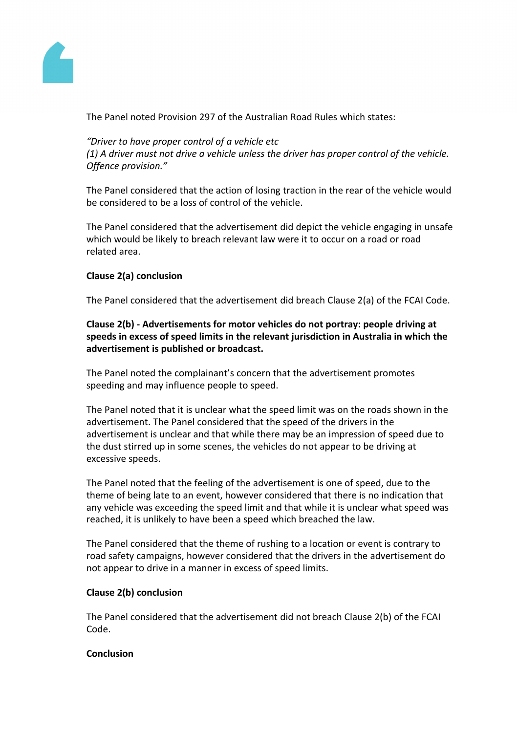The Panel noted Provision 297 of the Australian Road Rules which states:

*"Driver to have proper control of a vehicle etc*
*(1) A driver must not drive a vehicle unless the driver has proper control of the vehicle. Offence provision."*

The Panel considered that the action of losing traction in the rear of the vehicle would be considered to be a loss of control of the vehicle.

The Panel considered that the advertisement did depict the vehicle engaging in unsafe which would be likely to breach relevant law were it to occur on a road or road related area.

**Clause 2(a) conclusion**

The Panel considered that the advertisement did breach Clause 2(a) of the FCAI Code.

**Clause 2(b) - Advertisements for motor vehicles do not portray: people driving at speeds in excess of speed limits in the relevant jurisdiction in Australia in which the advertisement is published or broadcast.**

The Panel noted the complainant's concern that the advertisement promotes speeding and may influence people to speed.

The Panel noted that it is unclear what the speed limit was on the roads shown in the advertisement. The Panel considered that the speed of the drivers in the advertisement is unclear and that while there may be an impression of speed due to the dust stirred up in some scenes, the vehicles do not appear to be driving at excessive speeds.

The Panel noted that the feeling of the advertisement is one of speed, due to the theme of being late to an event, however considered that there is no indication that any vehicle was exceeding the speed limit and that while it is unclear what speed was reached, it is unlikely to have been a speed which breached the law.

The Panel considered that the theme of rushing to a location or event is contrary to road safety campaigns, however considered that the drivers in the advertisement do not appear to drive in a manner in excess of speed limits.

**Clause 2(b) conclusion**

The Panel considered that the advertisement did not breach Clause 2(b) of the FCAI Code.

**Conclusion**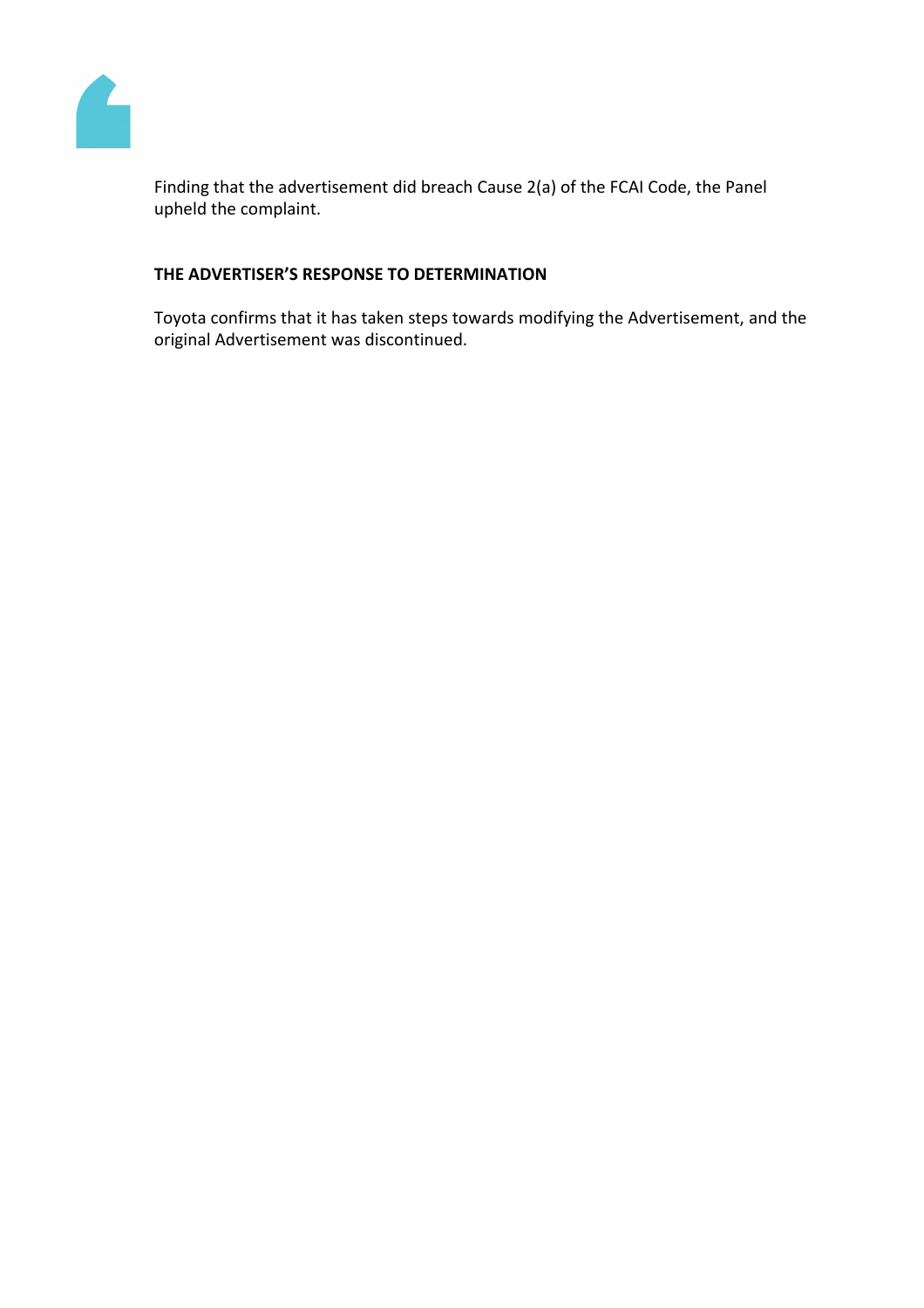Finding that the advertisement did breach Cause 2(a) of the FCAI Code, the Panel upheld the complaint.

**THE ADVERTISER'S RESPONSE TO DETERMINATION**

Toyota confirms that it has taken steps towards modifying the Advertisement, and the original Advertisement was discontinued.